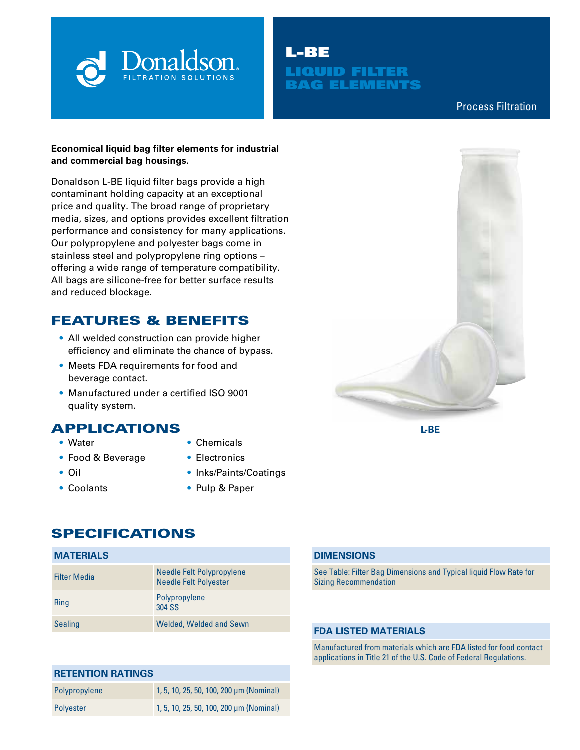Donaldson.
FILTRATION SOLUTIONS

# L-BE LIQUID FILTER BAG ELEMENTS

Process Filtration

**Economical liquid bag filter elements for industrial and commercial bag housings.**

Donaldson L-BE liquid filter bags provide a high contaminant holding capacity at an exceptional price and quality. The broad range of proprietary media, sizes, and options provides excellent filtration performance and consistency for many applications. Our polypropylene and polyester bags come in stainless steel and polypropylene ring options – offering a wide range of temperature compatibility. All bags are silicone-free for better surface results and reduced blockage.

L-BE

## FEATURES & BENEFITS

- All welded construction can provide higher efficiency and eliminate the chance of bypass.
- Meets FDA requirements for food and beverage contact.
- Manufactured under a certified ISO 9001 quality system.

## APPLICATIONS

- Water
- Food & Beverage
- Oil
- Coolants
- Chemicals
- Electronics
- Inks/Paints/Coatings
- Pulp & Paper

## SPECIFICATIONS

| MATERIALS | |
|---|---|
| Filter Media | Needle Felt Polypropylene<br>Needle Felt Polyester |
| Ring | Polypropylene<br>304 SS |
| Sealing | Welded, Welded and Sewn |

| RETENTION RATINGS | |
|---|---|
| Polypropylene | 1, 5, 10, 25, 50, 100, 200 µm (Nominal) |
| Polyester | 1, 5, 10, 25, 50, 100, 200 µm (Nominal) |

| DIMENSIONS |
|---|
| See Table: Filter Bag Dimensions and Typical liquid Flow Rate for Sizing Recommendation |

| FDA LISTED MATERIALS |
|---|
| Manufactured from materials which are FDA listed for food contact applications in Title 21 of the U.S. Code of Federal Regulations. |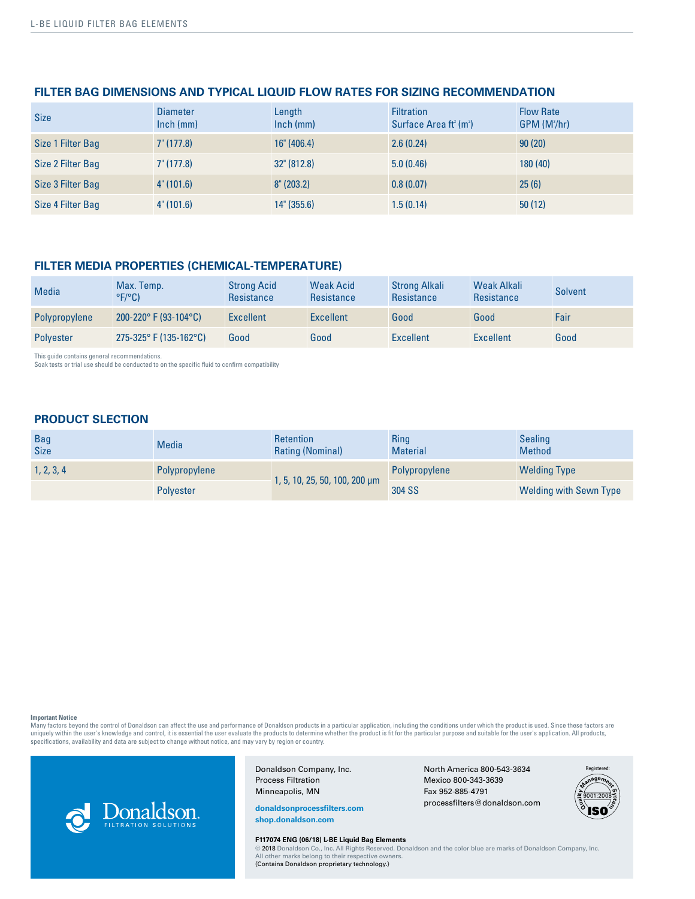## FILTER BAG DIMENSIONS AND TYPICAL LIQUID FLOW RATES FOR SIZING RECOMMENDATION

| Size | Diameter Inch (mm) | Length Inch (mm) | Filtration Surface Area ft² (m²) | Flow Rate GPM (M³/hr) |
|---|---|---|---|---|
| Size 1 Filter Bag | 7" (177.8) | 16" (406.4) | 2.6 (0.24) | 90 (20) |
| Size 2 Filter Bag | 7" (177.8) | 32" (812.8) | 5.0 (0.46) | 180 (40) |
| Size 3 Filter Bag | 4" (101.6) | 8" (203.2) | 0.8 (0.07) | 25 (6) |
| Size 4 Filter Bag | 4" (101.6) | 14" (355.6) | 1.5 (0.14) | 50 (12) |

## FILTER MEDIA PROPERTIES (CHEMICAL-TEMPERATURE)

| Media | Max. Temp. °F/°C) | Strong Acid Resistance | Weak Acid Resistance | Strong Alkali Resistance | Weak Alkali Resistance | Solvent |
|---|---|---|---|---|---|---|
| Polypropylene | 200-220° F (93-104°C) | Excellent | Excellent | Good | Good | Fair |
| Polyester | 275-325° F (135-162°C) | Good | Good | Excellent | Excellent | Good |

This guide contains general recommendations.
Soak tests or trial use should be conducted to on the specific fluid to confirm compatibility

## PRODUCT SLECTION

| Bag Size | Media | Retention Rating (Nominal) | Ring Material | Sealing Method |
|---|---|---|---|---|
| 1, 2, 3, 4 | Polypropylene | 1, 5, 10, 25, 50, 100, 200 µm | Polypropylene | Welding Type |
| | Polyester | | 304 SS | Welding with Sewn Type |

**Important Notice**
Many factors beyond the control of Donaldson can affect the use and performance of Donaldson products in a particular application, including the conditions under which the product is used. Since these factors are uniquely within the user's knowledge and control, it is essential the user evaluate the products to determine whether the product is fit for the particular purpose and suitable for the user's application. All products, specifications, availability and data are subject to change without notice, and may vary by region or country.

Donaldson. FILTRATION SOLUTIONS

Donaldson Company, Inc.
Process Filtration
Minneapolis, MN

**donaldsonprocessfilters.com**
**shop.donaldson.com**

North America 800-543-3634
Mexico 800-343-3639
Fax 952-885-4791
processfilters@donaldson.com

Registered: Quality Management System 9001:2008 ISO

**F117074 ENG (06/18) L-BE Liquid Bag Elements**
© 2018 Donaldson Co., Inc. All Rights Reserved. Donaldson and the color blue are marks of Donaldson Company, Inc. All other marks belong to their respective owners.
(Contains Donaldson proprietary technology.)